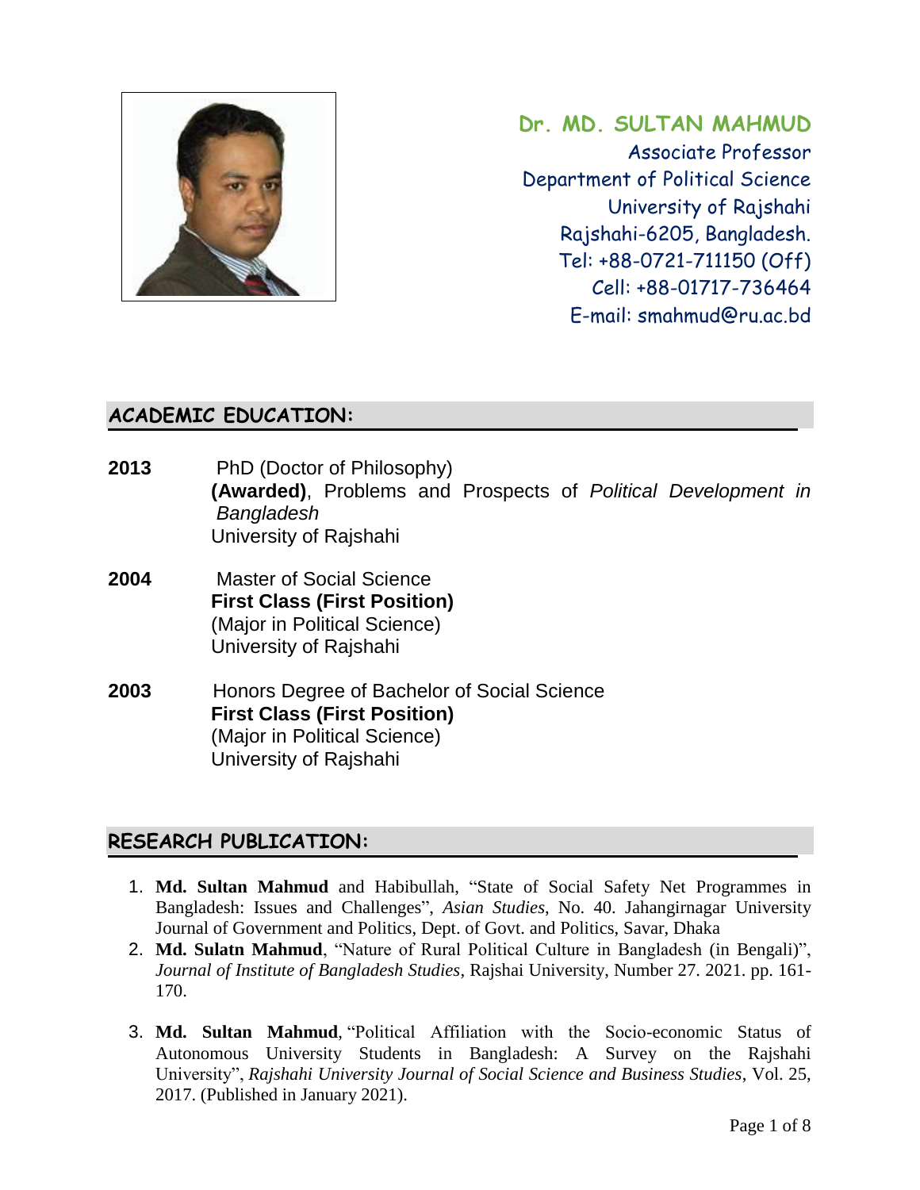# Dr. MD. SULTAN MAHMUD

Associate Professor
Department of Political Science
University of Rajshahi
Rajshahi-6205, Bangladesh.
Tel: +88-0721-711150 (Off)
Cell: +88-01717-736464
E-mail: smahmud@ru.ac.bd

## ACADEMIC EDUCATION:

**2013** PhD (Doctor of Philosophy)
**(Awarded)**, Problems and Prospects of *Political Development in Bangladesh*
University of Rajshahi

**2004** Master of Social Science
**First Class (First Position)**
(Major in Political Science)
University of Rajshahi

**2003** Honors Degree of Bachelor of Social Science
**First Class (First Position)**
(Major in Political Science)
University of Rajshahi

## RESEARCH PUBLICATION:

1. **Md. Sultan Mahmud** and Habibullah, "State of Social Safety Net Programmes in Bangladesh: Issues and Challenges", *Asian Studies*, No. 40. Jahangirnagar University Journal of Government and Politics, Dept. of Govt. and Politics, Savar, Dhaka
2. **Md. Sulatn Mahmud**, "Nature of Rural Political Culture in Bangladesh (in Bengali)", *Journal of Institute of Bangladesh Studies*, Rajshai University, Number 27. 2021. pp. 161-170.
3. **Md. Sultan Mahmud**, "Political Affiliation with the Socio-economic Status of Autonomous University Students in Bangladesh: A Survey on the Rajshahi University", *Rajshahi University Journal of Social Science and Business Studies*, Vol. 25, 2017. (Published in January 2021).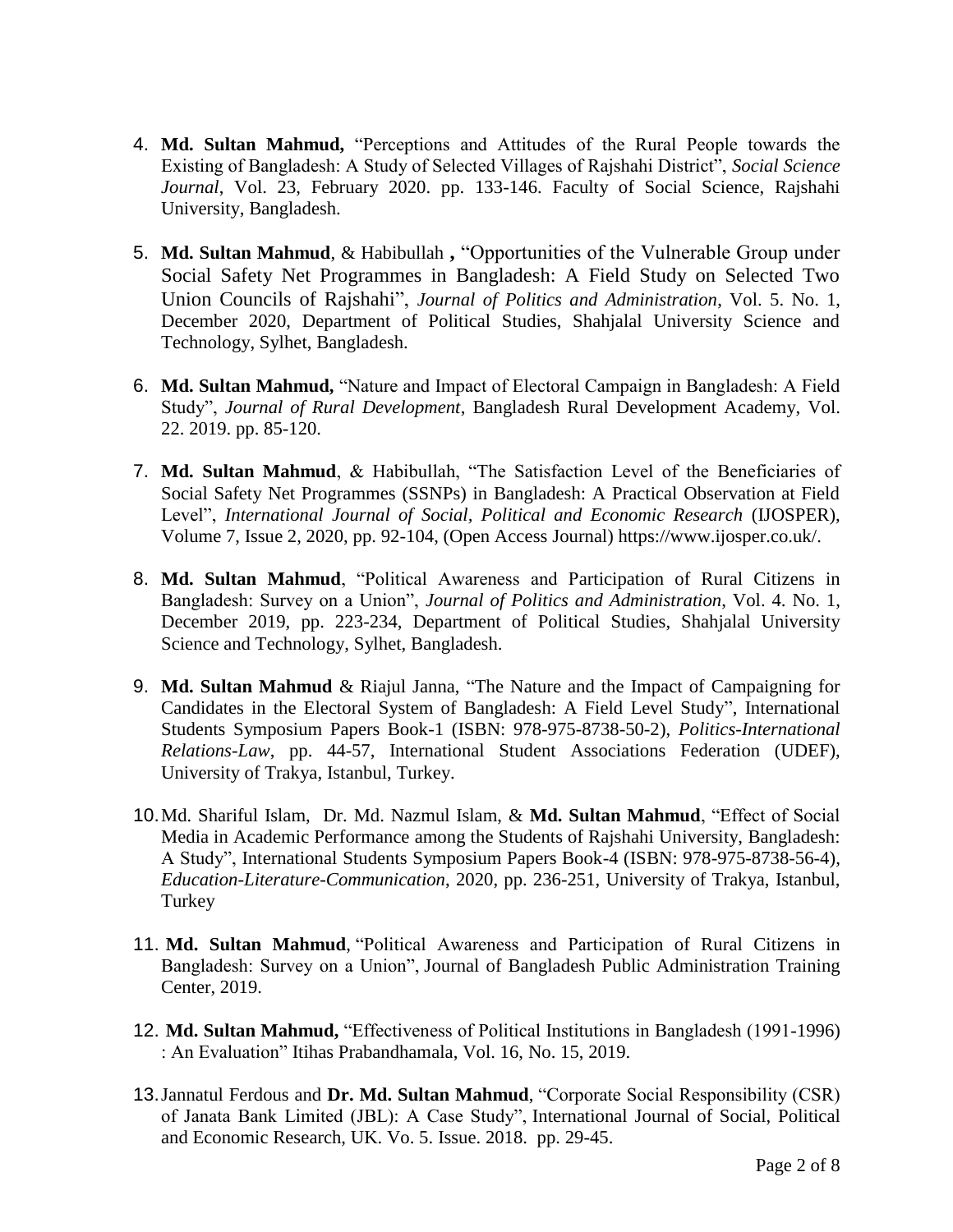4. **Md. Sultan Mahmud,** "Perceptions and Attitudes of the Rural People towards the Existing of Bangladesh: A Study of Selected Villages of Rajshahi District", *Social Science Journal*, Vol. 23, February 2020. pp. 133-146. Faculty of Social Science, Rajshahi University, Bangladesh.

5. **Md. Sultan Mahmud**, & Habibullah **,** "Opportunities of the Vulnerable Group under Social Safety Net Programmes in Bangladesh: A Field Study on Selected Two Union Councils of Rajshahi", *Journal of Politics and Administration*, Vol. 5. No. 1, December 2020, Department of Political Studies, Shahjalal University Science and Technology, Sylhet, Bangladesh.

6. **Md. Sultan Mahmud,** "Nature and Impact of Electoral Campaign in Bangladesh: A Field Study", *Journal of Rural Development*, Bangladesh Rural Development Academy, Vol. 22. 2019. pp. 85-120.

7. **Md. Sultan Mahmud**, & Habibullah, "The Satisfaction Level of the Beneficiaries of Social Safety Net Programmes (SSNPs) in Bangladesh: A Practical Observation at Field Level", *International Journal of Social, Political and Economic Research* (IJOSPER), Volume 7, Issue 2, 2020, pp. 92-104, (Open Access Journal) https://www.ijosper.co.uk/.

8. **Md. Sultan Mahmud**, "Political Awareness and Participation of Rural Citizens in Bangladesh: Survey on a Union", *Journal of Politics and Administration*, Vol. 4. No. 1, December 2019, pp. 223-234, Department of Political Studies, Shahjalal University Science and Technology, Sylhet, Bangladesh.

9. **Md. Sultan Mahmud** & Riajul Janna, "The Nature and the Impact of Campaigning for Candidates in the Electoral System of Bangladesh: A Field Level Study", International Students Symposium Papers Book-1 (ISBN: 978-975-8738-50-2), *Politics-International Relations-Law*, pp. 44-57, International Student Associations Federation (UDEF), University of Trakya, Istanbul, Turkey.

10. Md. Shariful Islam, Dr. Md. Nazmul Islam, & **Md. Sultan Mahmud**, "Effect of Social Media in Academic Performance among the Students of Rajshahi University, Bangladesh: A Study", International Students Symposium Papers Book-4 (ISBN: 978-975-8738-56-4), *Education-Literature-Communication*, 2020, pp. 236-251, University of Trakya, Istanbul, Turkey

11. **Md. Sultan Mahmud**, "Political Awareness and Participation of Rural Citizens in Bangladesh: Survey on a Union", Journal of Bangladesh Public Administration Training Center, 2019.

12. **Md. Sultan Mahmud,** "Effectiveness of Political Institutions in Bangladesh (1991-1996) : An Evaluation" Itihas Prabandhamala, Vol. 16, No. 15, 2019.

13. Jannatul Ferdous and **Dr. Md. Sultan Mahmud**, "Corporate Social Responsibility (CSR) of Janata Bank Limited (JBL): A Case Study", International Journal of Social, Political and Economic Research, UK. Vo. 5. Issue. 2018. pp. 29-45.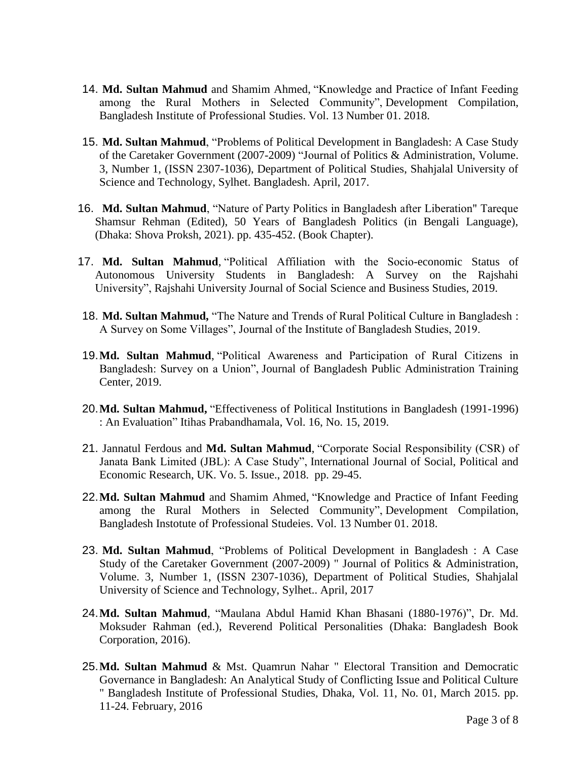14. **Md. Sultan Mahmud** and Shamim Ahmed, "Knowledge and Practice of Infant Feeding among the Rural Mothers in Selected Community", Development Compilation, Bangladesh Institute of Professional Studies. Vol. 13 Number 01. 2018.

15. **Md. Sultan Mahmud**, "Problems of Political Development in Bangladesh: A Case Study of the Caretaker Government (2007-2009) "Journal of Politics & Administration, Volume. 3, Number 1, (ISSN 2307-1036), Department of Political Studies, Shahjalal University of Science and Technology, Sylhet. Bangladesh. April, 2017.

16. **Md. Sultan Mahmud**, "Nature of Party Politics in Bangladesh after Liberation" Tareque Shamsur Rehman (Edited), 50 Years of Bangladesh Politics (in Bengali Language), (Dhaka: Shova Proksh, 2021). pp. 435-452. (Book Chapter).

17. **Md. Sultan Mahmud**, "Political Affiliation with the Socio-economic Status of Autonomous University Students in Bangladesh: A Survey on the Rajshahi University", Rajshahi University Journal of Social Science and Business Studies, 2019.

18. **Md. Sultan Mahmud,** "The Nature and Trends of Rural Political Culture in Bangladesh : A Survey on Some Villages", Journal of the Institute of Bangladesh Studies, 2019.

19. **Md. Sultan Mahmud**, "Political Awareness and Participation of Rural Citizens in Bangladesh: Survey on a Union", Journal of Bangladesh Public Administration Training Center, 2019.

20. **Md. Sultan Mahmud,** "Effectiveness of Political Institutions in Bangladesh (1991-1996) : An Evaluation" Itihas Prabandhamala, Vol. 16, No. 15, 2019.

21. Jannatul Ferdous and **Md. Sultan Mahmud**, "Corporate Social Responsibility (CSR) of Janata Bank Limited (JBL): A Case Study", International Journal of Social, Political and Economic Research, UK. Vo. 5. Issue., 2018. pp. 29-45.

22. **Md. Sultan Mahmud** and Shamim Ahmed, "Knowledge and Practice of Infant Feeding among the Rural Mothers in Selected Community", Development Compilation, Bangladesh Instotute of Professional Studeies. Vol. 13 Number 01. 2018.

23. **Md. Sultan Mahmud**, "Problems of Political Development in Bangladesh : A Case Study of the Caretaker Government (2007-2009) " Journal of Politics & Administration, Volume. 3, Number 1, (ISSN 2307-1036), Department of Political Studies, Shahjalal University of Science and Technology, Sylhet.. April, 2017

24. **Md. Sultan Mahmud**, "Maulana Abdul Hamid Khan Bhasani (1880-1976)", Dr. Md. Moksuder Rahman (ed.), Reverend Political Personalities (Dhaka: Bangladesh Book Corporation, 2016).

25. **Md. Sultan Mahmud** & Mst. Quamrun Nahar " Electoral Transition and Democratic Governance in Bangladesh: An Analytical Study of Conflicting Issue and Political Culture " Bangladesh Institute of Professional Studies, Dhaka, Vol. 11, No. 01, March 2015. pp. 11-24. February, 2016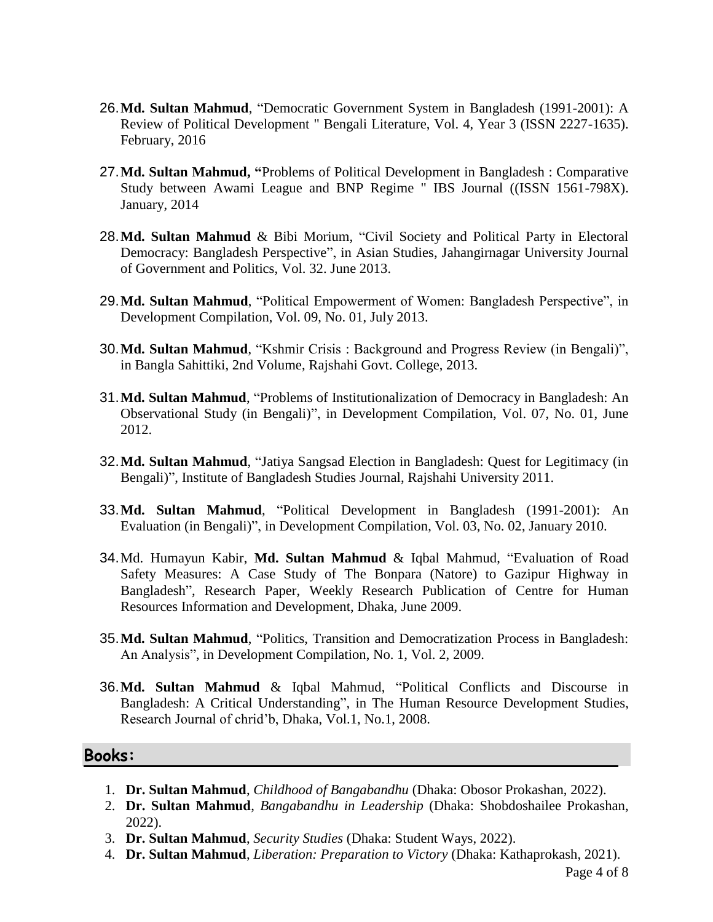26. **Md. Sultan Mahmud**, "Democratic Government System in Bangladesh (1991-2001): A Review of Political Development " Bengali Literature, Vol. 4, Year 3 (ISSN 2227-1635). February, 2016

27. **Md. Sultan Mahmud, "**Problems of Political Development in Bangladesh : Comparative Study between Awami League and BNP Regime " IBS Journal ((ISSN 1561-798X). January, 2014

28. **Md. Sultan Mahmud** & Bibi Morium, "Civil Society and Political Party in Electoral Democracy: Bangladesh Perspective", in Asian Studies, Jahangirnagar University Journal of Government and Politics, Vol. 32. June 2013.

29. **Md. Sultan Mahmud**, "Political Empowerment of Women: Bangladesh Perspective", in Development Compilation, Vol. 09, No. 01, July 2013.

30. **Md. Sultan Mahmud**, "Kshmir Crisis : Background and Progress Review (in Bengali)", in Bangla Sahittiki, 2nd Volume, Rajshahi Govt. College, 2013.

31. **Md. Sultan Mahmud**, "Problems of Institutionalization of Democracy in Bangladesh: An Observational Study (in Bengali)", in Development Compilation, Vol. 07, No. 01, June 2012.

32. **Md. Sultan Mahmud**, "Jatiya Sangsad Election in Bangladesh: Quest for Legitimacy (in Bengali)", Institute of Bangladesh Studies Journal, Rajshahi University 2011.

33. **Md. Sultan Mahmud**, "Political Development in Bangladesh (1991-2001): An Evaluation (in Bengali)", in Development Compilation, Vol. 03, No. 02, January 2010.

34. Md. Humayun Kabir, **Md. Sultan Mahmud** & Iqbal Mahmud, "Evaluation of Road Safety Measures: A Case Study of The Bonpara (Natore) to Gazipur Highway in Bangladesh", Research Paper, Weekly Research Publication of Centre for Human Resources Information and Development, Dhaka, June 2009.

35. **Md. Sultan Mahmud**, "Politics, Transition and Democratization Process in Bangladesh: An Analysis", in Development Compilation, No. 1, Vol. 2, 2009.

36. **Md. Sultan Mahmud** & Iqbal Mahmud, "Political Conflicts and Discourse in Bangladesh: A Critical Understanding", in The Human Resource Development Studies, Research Journal of chrid'b, Dhaka, Vol.1, No.1, 2008.

## Books:

1. **Dr. Sultan Mahmud**, *Childhood of Bangabandhu* (Dhaka: Obosor Prokashan, 2022).
2. **Dr. Sultan Mahmud**, *Bangabandhu in Leadership* (Dhaka: Shobdoshailee Prokashan, 2022).
3. **Dr. Sultan Mahmud**, *Security Studies* (Dhaka: Student Ways, 2022).
4. **Dr. Sultan Mahmud**, *Liberation: Preparation to Victory* (Dhaka: Kathaprokash, 2021).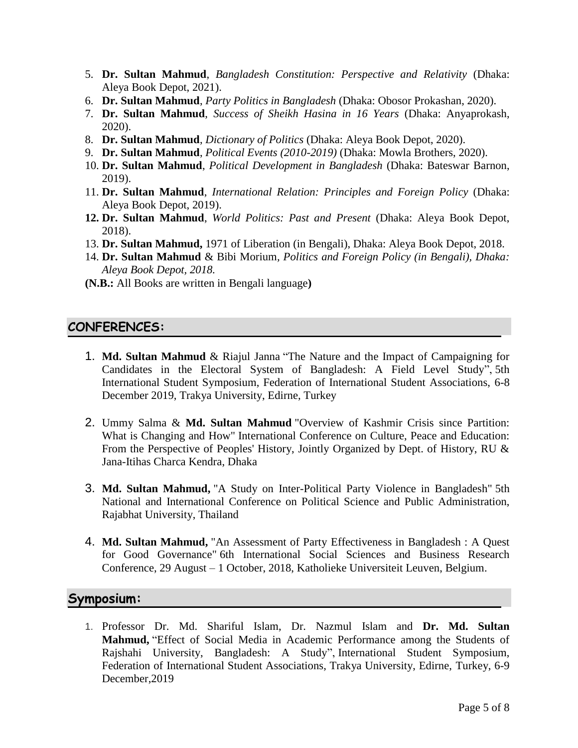5. **Dr. Sultan Mahmud**, *Bangladesh Constitution: Perspective and Relativity* (Dhaka: Aleya Book Depot, 2021).
6. **Dr. Sultan Mahmud**, *Party Politics in Bangladesh* (Dhaka: Obosor Prokashan, 2020).
7. **Dr. Sultan Mahmud**, *Success of Sheikh Hasina in 16 Years* (Dhaka: Anyaprokash, 2020).
8. **Dr. Sultan Mahmud**, *Dictionary of Politics* (Dhaka: Aleya Book Depot, 2020).
9. **Dr. Sultan Mahmud**, *Political Events (2010-2019)* (Dhaka: Mowla Brothers, 2020).
10. **Dr. Sultan Mahmud**, *Political Development in Bangladesh* (Dhaka: Bateswar Barnon, 2019).
11. **Dr. Sultan Mahmud**, *International Relation: Principles and Foreign Policy* (Dhaka: Aleya Book Depot, 2019).
12. **Dr. Sultan Mahmud**, *World Politics: Past and Present* (Dhaka: Aleya Book Depot, 2018).
13. **Dr. Sultan Mahmud,** 1971 of Liberation (in Bengali), Dhaka: Aleya Book Depot, 2018.
14. **Dr. Sultan Mahmud** & Bibi Morium, *Politics and Foreign Policy (in Bengali), Dhaka: Aleya Book Depot, 2018.*

**(N.B.:** All Books are written in Bengali language**)**

## CONFERENCES:

1. **Md. Sultan Mahmud** & Riajul Janna "The Nature and the Impact of Campaigning for Candidates in the Electoral System of Bangladesh: A Field Level Study", 5th International Student Symposium, Federation of International Student Associations, 6-8 December 2019, Trakya University, Edirne, Turkey

2. Ummy Salma & **Md. Sultan Mahmud** "Overview of Kashmir Crisis since Partition: What is Changing and How" International Conference on Culture, Peace and Education: From the Perspective of Peoples' History, Jointly Organized by Dept. of History, RU & Jana-Itihas Charca Kendra, Dhaka

3. **Md. Sultan Mahmud,** "A Study on Inter-Political Party Violence in Bangladesh" 5th National and International Conference on Political Science and Public Administration, Rajabhat University, Thailand

4. **Md. Sultan Mahmud,** "An Assessment of Party Effectiveness in Bangladesh : A Quest for Good Governance" 6th International Social Sciences and Business Research Conference, 29 August – 1 October, 2018, Katholieke Universiteit Leuven, Belgium.

## Symposium:

1. Professor Dr. Md. Shariful Islam, Dr. Nazmul Islam and **Dr. Md. Sultan Mahmud,** "Effect of Social Media in Academic Performance among the Students of Rajshahi University, Bangladesh: A Study", International Student Symposium, Federation of International Student Associations, Trakya University, Edirne, Turkey, 6-9 December,2019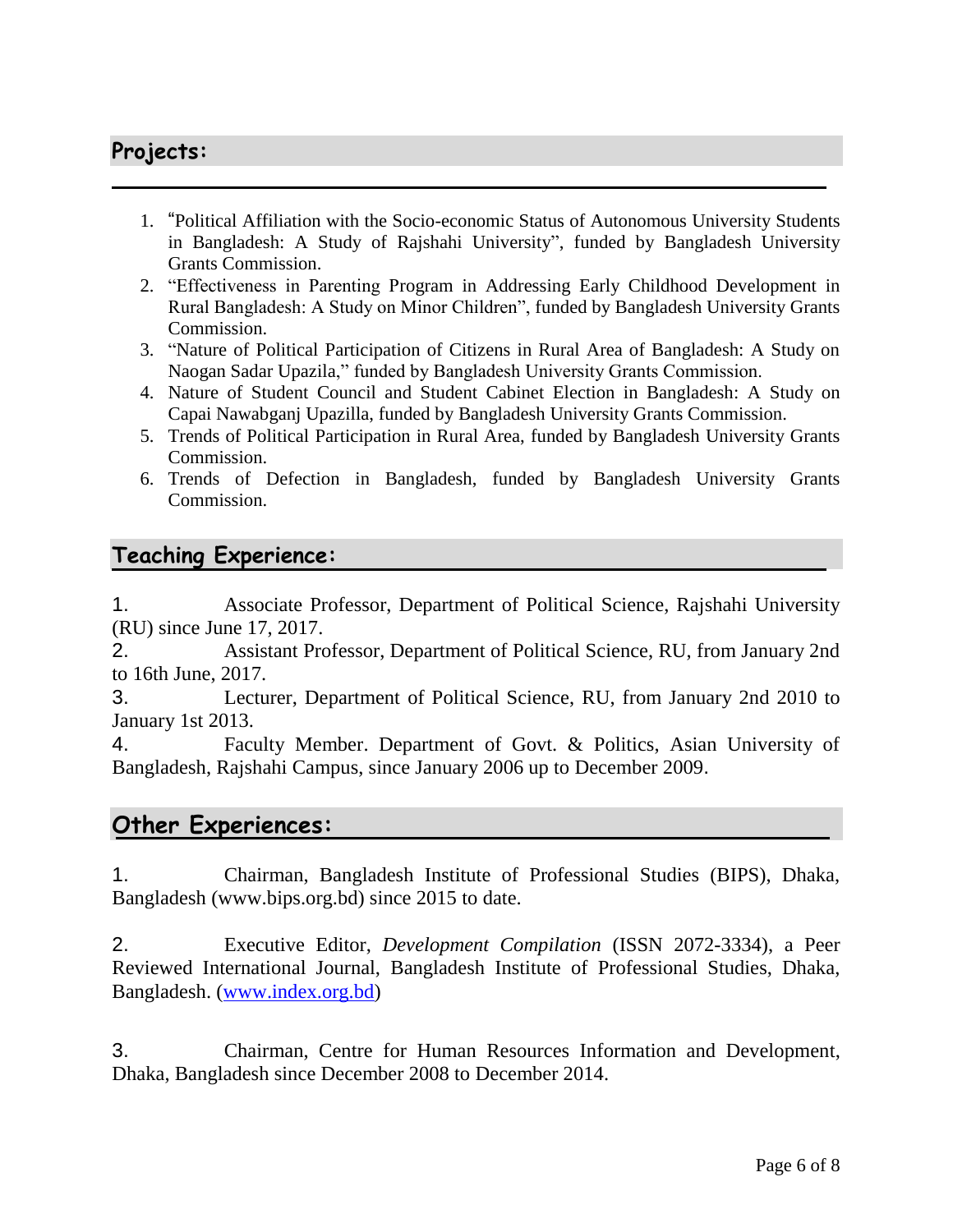## Projects:

1. "Political Affiliation with the Socio-economic Status of Autonomous University Students in Bangladesh: A Study of Rajshahi University", funded by Bangladesh University Grants Commission.
2. "Effectiveness in Parenting Program in Addressing Early Childhood Development in Rural Bangladesh: A Study on Minor Children", funded by Bangladesh University Grants Commission.
3. "Nature of Political Participation of Citizens in Rural Area of Bangladesh: A Study on Naogan Sadar Upazila," funded by Bangladesh University Grants Commission.
4. Nature of Student Council and Student Cabinet Election in Bangladesh: A Study on Capai Nawabganj Upazilla, funded by Bangladesh University Grants Commission.
5. Trends of Political Participation in Rural Area, funded by Bangladesh University Grants Commission.
6. Trends of Defection in Bangladesh, funded by Bangladesh University Grants Commission.

## Teaching Experience:

1. Associate Professor, Department of Political Science, Rajshahi University (RU) since June 17, 2017.
2. Assistant Professor, Department of Political Science, RU, from January 2nd to 16th June, 2017.
3. Lecturer, Department of Political Science, RU, from January 2nd 2010 to January 1st 2013.
4. Faculty Member. Department of Govt. & Politics, Asian University of Bangladesh, Rajshahi Campus, since January 2006 up to December 2009.

## Other Experiences:

1. Chairman, Bangladesh Institute of Professional Studies (BIPS), Dhaka, Bangladesh (www.bips.org.bd) since 2015 to date.

2. Executive Editor, *Development Compilation* (ISSN 2072-3334), a Peer Reviewed International Journal, Bangladesh Institute of Professional Studies, Dhaka, Bangladesh. (www.index.org.bd)

3. Chairman, Centre for Human Resources Information and Development, Dhaka, Bangladesh since December 2008 to December 2014.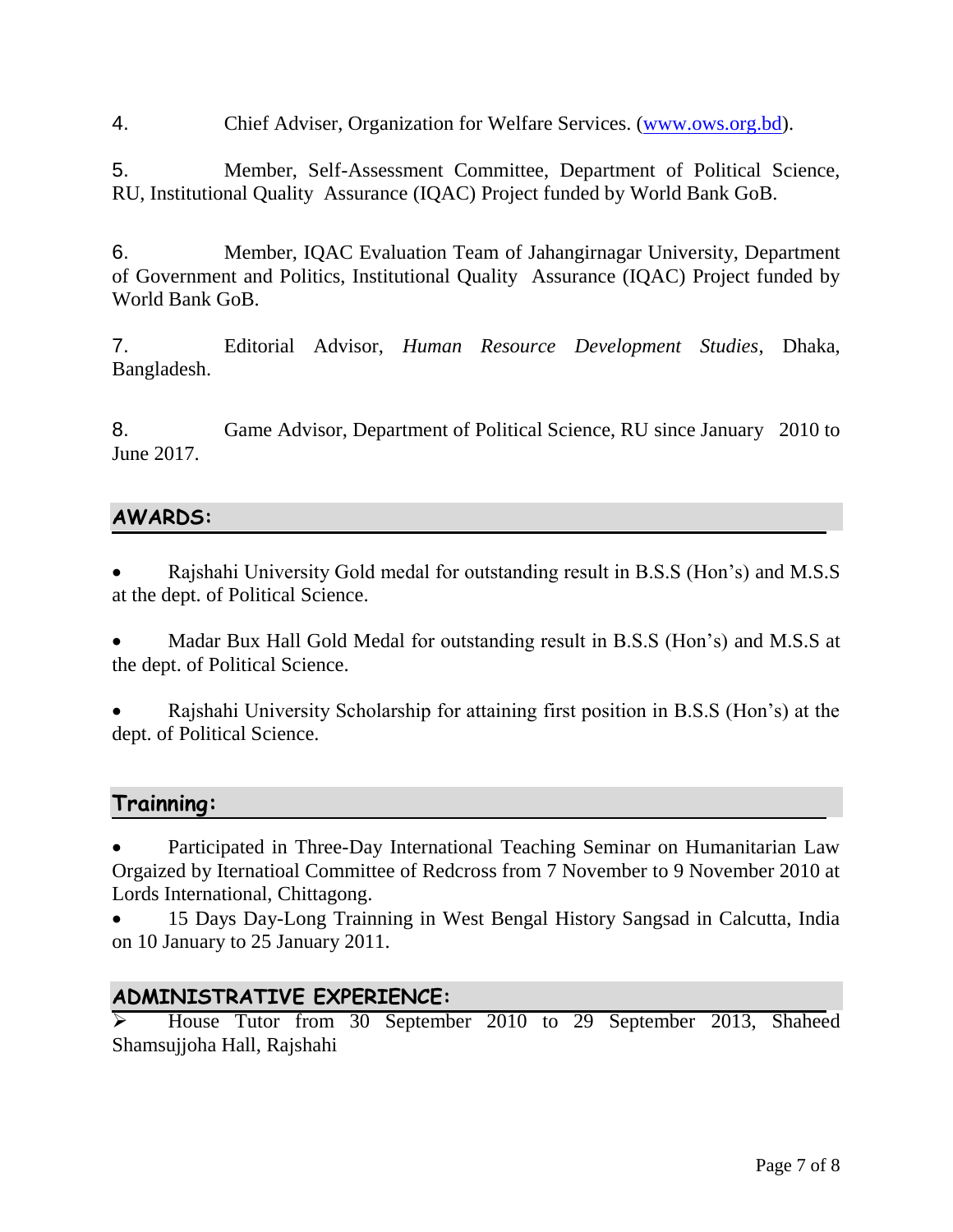4. Chief Adviser, Organization for Welfare Services. ([www.ows.org.bd](http://www.ows.org.bd)).

5. Member, Self-Assessment Committee, Department of Political Science, RU, Institutional Quality Assurance (IQAC) Project funded by World Bank GoB.

6. Member, IQAC Evaluation Team of Jahangirnagar University, Department of Government and Politics, Institutional Quality Assurance (IQAC) Project funded by World Bank GoB.

7. Editorial Advisor, *Human Resource Development Studies*, Dhaka, Bangladesh.

8. Game Advisor, Department of Political Science, RU since January 2010 to June 2017.

## AWARDS:

- Rajshahi University Gold medal for outstanding result in B.S.S (Hon's) and M.S.S at the dept. of Political Science.

- Madar Bux Hall Gold Medal for outstanding result in B.S.S (Hon's) and M.S.S at the dept. of Political Science.

- Rajshahi University Scholarship for attaining first position in B.S.S (Hon's) at the dept. of Political Science.

## Trainning:

- Participated in Three-Day International Teaching Seminar on Humanitarian Law Orgaized by Iternatioal Committee of Redcross from 7 November to 9 November 2010 at Lords International, Chittagong.
- 15 Days Day-Long Trainning in West Bengal History Sangsad in Calcutta, India on 10 January to 25 January 2011.

## ADMINISTRATIVE EXPERIENCE:

- House Tutor from 30 September 2010 to 29 September 2013, Shaheed Shamsujjoha Hall, Rajshahi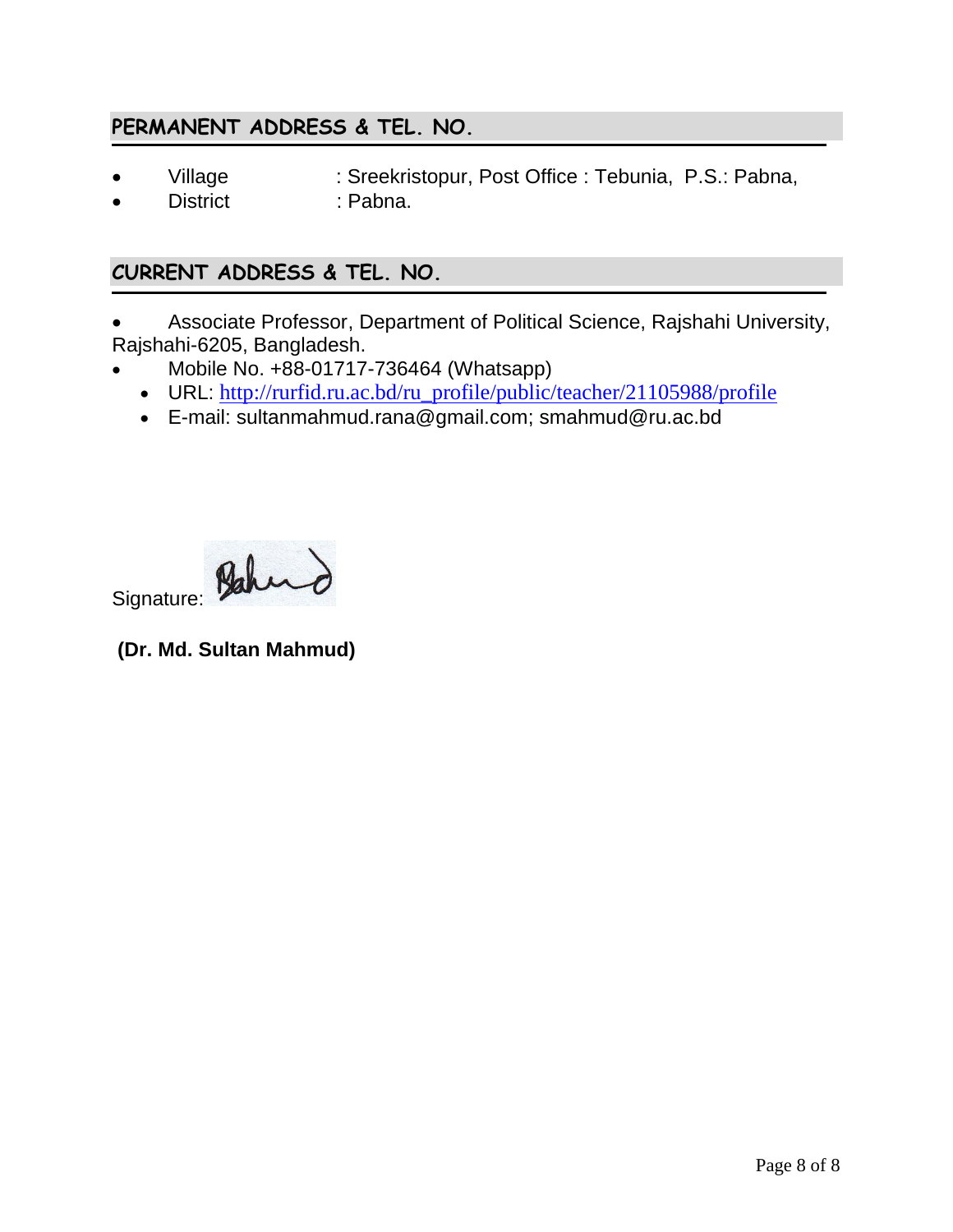## PERMANENT ADDRESS & TEL. NO.

- Village : Sreekristopur, Post Office : Tebunia, P.S.: Pabna,
- District : Pabna.

## CURRENT ADDRESS & TEL. NO.

- Associate Professor, Department of Political Science, Rajshahi University, Rajshahi-6205, Bangladesh.
- Mobile No. +88-01717-736464 (Whatsapp)
  - URL: http://rurfid.ru.ac.bd/ru_profile/public/teacher/21105988/profile
  - E-mail: sultanmahmud.rana@gmail.com; smahmud@ru.ac.bd

Signature:

**(Dr. Md. Sultan Mahmud)**